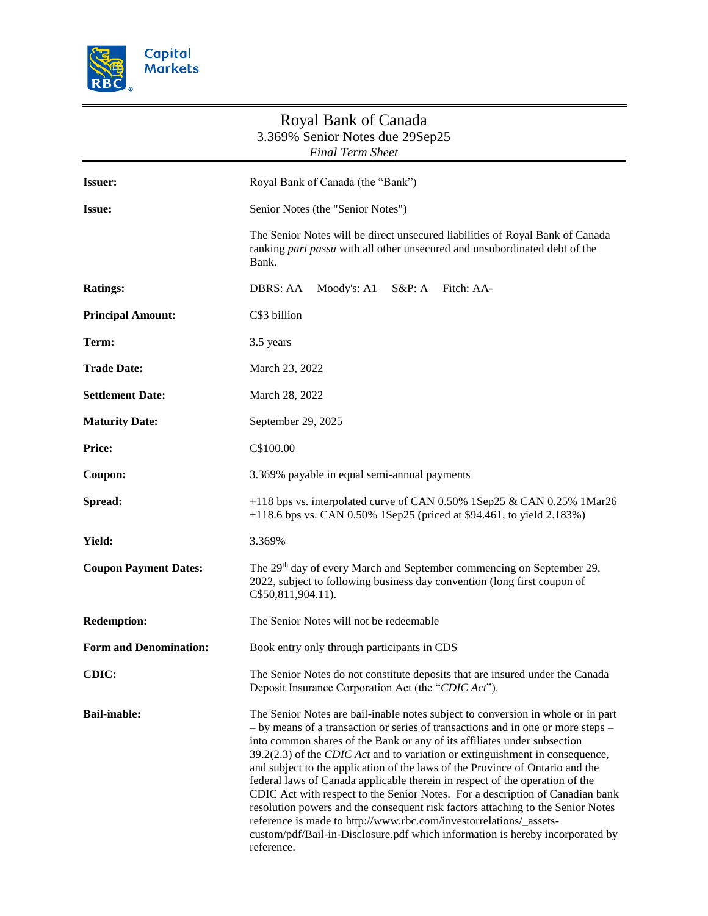Capital Markets

# Royal Bank of Canada
## 3.369% Senior Notes due 29Sep25
*Final Term Sheet*

| | |
|---|---|
| **Issuer:** | Royal Bank of Canada (the "Bank") |
| **Issue:** | Senior Notes (the "Senior Notes")<br><br>The Senior Notes will be direct unsecured liabilities of Royal Bank of Canada ranking *pari passu* with all other unsecured and unsubordinated debt of the Bank. |
| **Ratings:** | DBRS: AA   Moody's: A1   S&P: A   Fitch: AA- |
| **Principal Amount:** | C$3 billion |
| **Term:** | 3.5 years |
| **Trade Date:** | March 23, 2022 |
| **Settlement Date:** | March 28, 2022 |
| **Maturity Date:** | September 29, 2025 |
| **Price:** | C$100.00 |
| **Coupon:** | 3.369% payable in equal semi-annual payments |
| **Spread:** | +118 bps vs. interpolated curve of CAN 0.50% 1Sep25 & CAN 0.25% 1Mar26<br>+118.6 bps vs. CAN 0.50% 1Sep25 (priced at $94.461, to yield 2.183%) |
| **Yield:** | 3.369% |
| **Coupon Payment Dates:** | The 29th day of every March and September commencing on September 29, 2022, subject to following business day convention (long first coupon of C$50,811,904.11). |
| **Redemption:** | The Senior Notes will not be redeemable |
| **Form and Denomination:** | Book entry only through participants in CDS |
| **CDIC:** | The Senior Notes do not constitute deposits that are insured under the Canada Deposit Insurance Corporation Act (the "*CDIC Act*"). |
| **Bail-inable:** | The Senior Notes are bail-inable notes subject to conversion in whole or in part – by means of a transaction or series of transactions and in one or more steps – into common shares of the Bank or any of its affiliates under subsection 39.2(2.3) of the *CDIC Act* and to variation or extinguishment in consequence, and subject to the application of the laws of the Province of Ontario and the federal laws of Canada applicable therein in respect of the operation of the CDIC Act with respect to the Senior Notes. For a description of Canadian bank resolution powers and the consequent risk factors attaching to the Senior Notes reference is made to http://www.rbc.com/investorrelations/_assets-custom/pdf/Bail-in-Disclosure.pdf which information is hereby incorporated by reference. |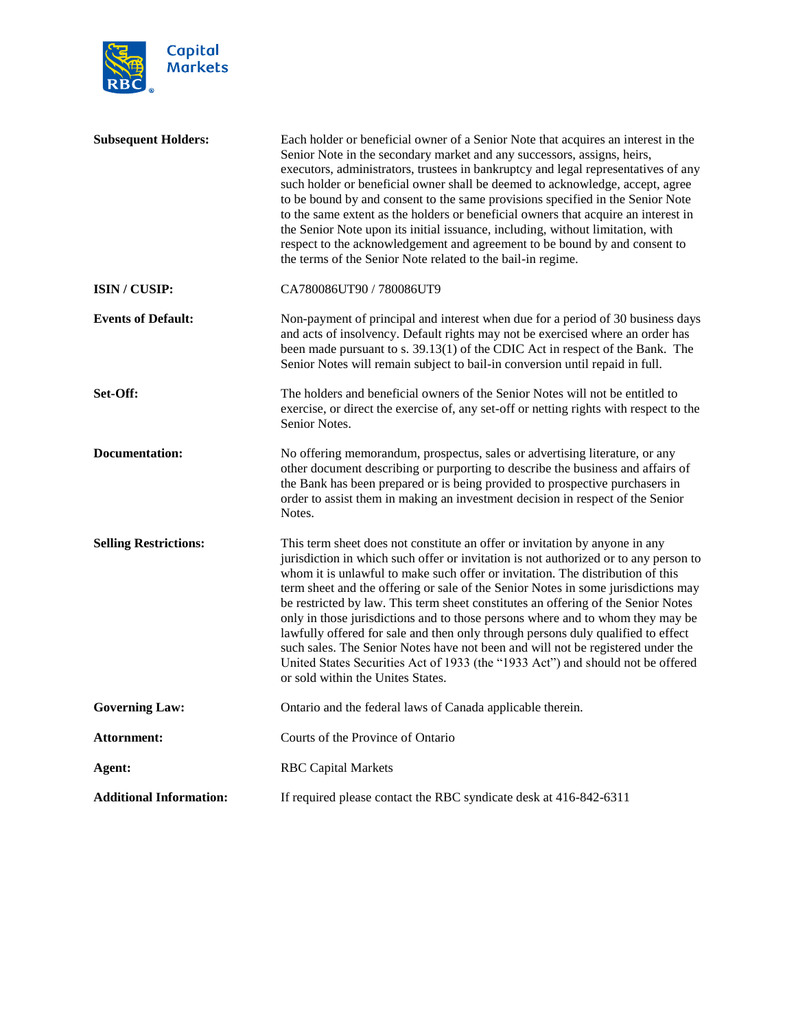| | |
|---|---|
| **Subsequent Holders:** | Each holder or beneficial owner of a Senior Note that acquires an interest in the Senior Note in the secondary market and any successors, assigns, heirs, executors, administrators, trustees in bankruptcy and legal representatives of any such holder or beneficial owner shall be deemed to acknowledge, accept, agree to be bound by and consent to the same provisions specified in the Senior Note to the same extent as the holders or beneficial owners that acquire an interest in the Senior Note upon its initial issuance, including, without limitation, with respect to the acknowledgement and agreement to be bound by and consent to the terms of the Senior Note related to the bail-in regime. |
| **ISIN / CUSIP:** | CA780086UT90 / 780086UT9 |
| **Events of Default:** | Non-payment of principal and interest when due for a period of 30 business days and acts of insolvency. Default rights may not be exercised where an order has been made pursuant to s. 39.13(1) of the CDIC Act in respect of the Bank. The Senior Notes will remain subject to bail-in conversion until repaid in full. |
| **Set-Off:** | The holders and beneficial owners of the Senior Notes will not be entitled to exercise, or direct the exercise of, any set-off or netting rights with respect to the Senior Notes. |
| **Documentation:** | No offering memorandum, prospectus, sales or advertising literature, or any other document describing or purporting to describe the business and affairs of the Bank has been prepared or is being provided to prospective purchasers in order to assist them in making an investment decision in respect of the Senior Notes. |
| **Selling Restrictions:** | This term sheet does not constitute an offer or invitation by anyone in any jurisdiction in which such offer or invitation is not authorized or to any person to whom it is unlawful to make such offer or invitation. The distribution of this term sheet and the offering or sale of the Senior Notes in some jurisdictions may be restricted by law. This term sheet constitutes an offering of the Senior Notes only in those jurisdictions and to those persons where and to whom they may be lawfully offered for sale and then only through persons duly qualified to effect such sales. The Senior Notes have not been and will not be registered under the United States Securities Act of 1933 (the "1933 Act") and should not be offered or sold within the Unites States. |
| **Governing Law:** | Ontario and the federal laws of Canada applicable therein. |
| **Attornment:** | Courts of the Province of Ontario |
| **Agent:** | RBC Capital Markets |
| **Additional Information:** | If required please contact the RBC syndicate desk at 416-842-6311 |